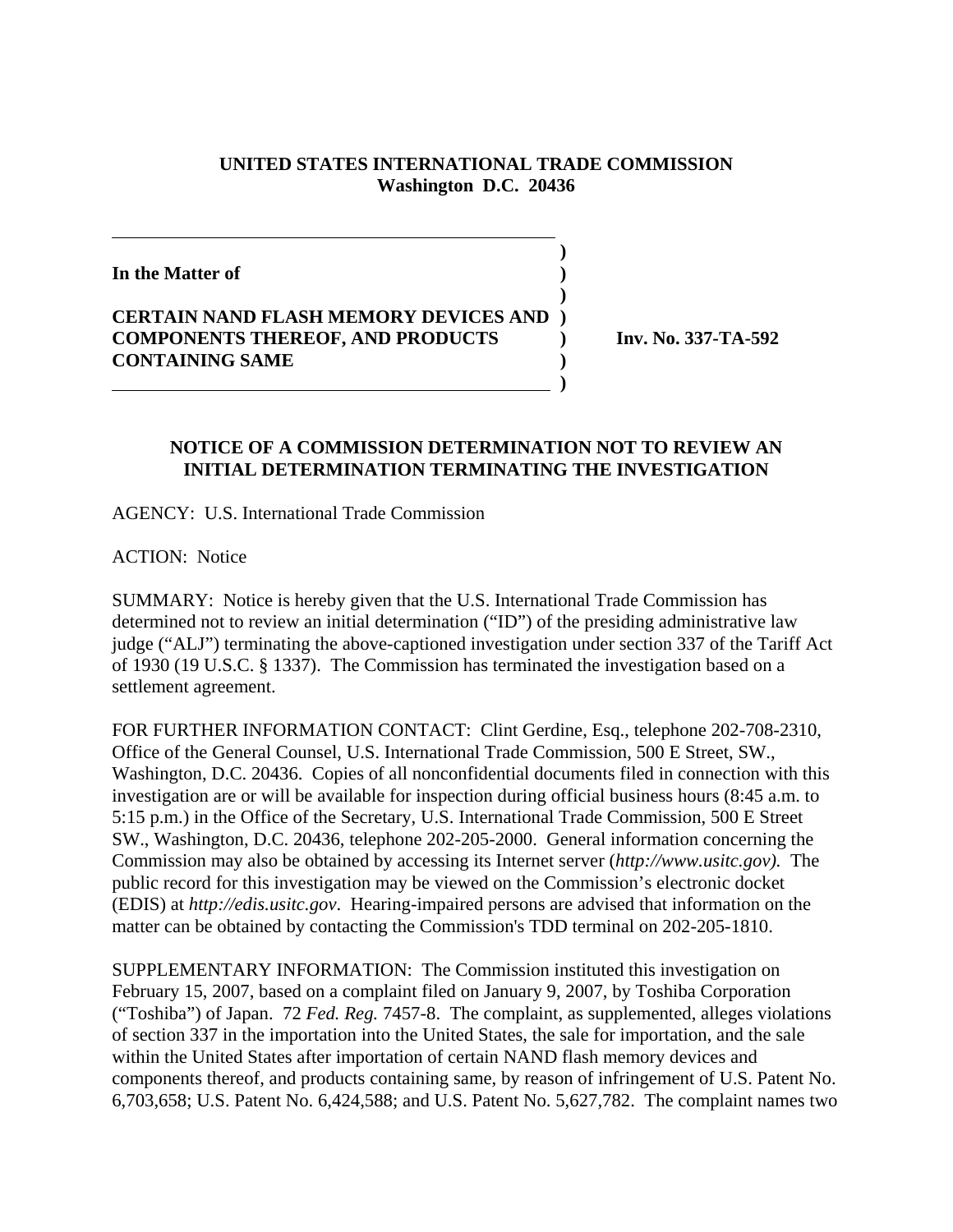**UNITED STATES INTERNATIONAL TRADE COMMISSION**
**Washington D.C. 20436**

**In the Matter of**

**CERTAIN NAND FLASH MEMORY DEVICES AND COMPONENTS THEREOF, AND PRODUCTS CONTAINING SAME**

**Inv. No. 337-TA-592**

## NOTICE OF A COMMISSION DETERMINATION NOT TO REVIEW AN INITIAL DETERMINATION TERMINATING THE INVESTIGATION

AGENCY: U.S. International Trade Commission

ACTION: Notice

SUMMARY: Notice is hereby given that the U.S. International Trade Commission has determined not to review an initial determination ("ID") of the presiding administrative law judge ("ALJ") terminating the above-captioned investigation under section 337 of the Tariff Act of 1930 (19 U.S.C. § 1337). The Commission has terminated the investigation based on a settlement agreement.

FOR FURTHER INFORMATION CONTACT: Clint Gerdine, Esq., telephone 202-708-2310, Office of the General Counsel, U.S. International Trade Commission, 500 E Street, SW., Washington, D.C. 20436. Copies of all nonconfidential documents filed in connection with this investigation are or will be available for inspection during official business hours (8:45 a.m. to 5:15 p.m.) in the Office of the Secretary, U.S. International Trade Commission, 500 E Street SW., Washington, D.C. 20436, telephone 202-205-2000. General information concerning the Commission may also be obtained by accessing its Internet server (*http://www.usitc.gov).* The public record for this investigation may be viewed on the Commission's electronic docket (EDIS) at *http://edis.usitc.gov*. Hearing-impaired persons are advised that information on the matter can be obtained by contacting the Commission's TDD terminal on 202-205-1810.

SUPPLEMENTARY INFORMATION: The Commission instituted this investigation on February 15, 2007, based on a complaint filed on January 9, 2007, by Toshiba Corporation ("Toshiba") of Japan. 72 *Fed. Reg.* 7457-8. The complaint, as supplemented, alleges violations of section 337 in the importation into the United States, the sale for importation, and the sale within the United States after importation of certain NAND flash memory devices and components thereof, and products containing same, by reason of infringement of U.S. Patent No. 6,703,658; U.S. Patent No. 6,424,588; and U.S. Patent No. 5,627,782. The complaint names two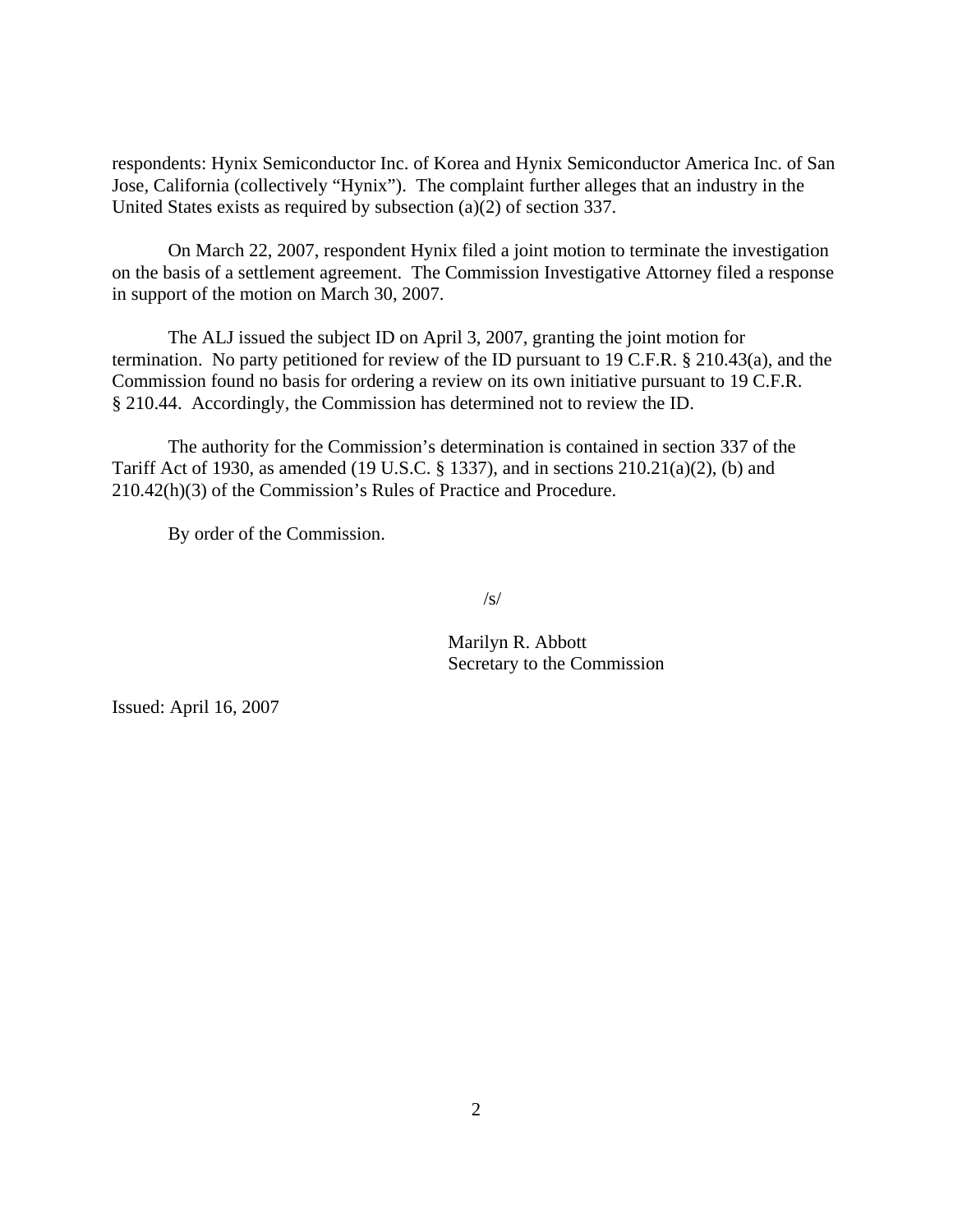respondents: Hynix Semiconductor Inc. of Korea and Hynix Semiconductor America Inc. of San Jose, California (collectively "Hynix"). The complaint further alleges that an industry in the United States exists as required by subsection (a)(2) of section 337.

On March 22, 2007, respondent Hynix filed a joint motion to terminate the investigation on the basis of a settlement agreement. The Commission Investigative Attorney filed a response in support of the motion on March 30, 2007.

The ALJ issued the subject ID on April 3, 2007, granting the joint motion for termination. No party petitioned for review of the ID pursuant to 19 C.F.R. § 210.43(a), and the Commission found no basis for ordering a review on its own initiative pursuant to 19 C.F.R. § 210.44. Accordingly, the Commission has determined not to review the ID.

The authority for the Commission's determination is contained in section 337 of the Tariff Act of 1930, as amended (19 U.S.C. § 1337), and in sections 210.21(a)(2), (b) and 210.42(h)(3) of the Commission's Rules of Practice and Procedure.

By order of the Commission.

/s/

Marilyn R. Abbott
Secretary to the Commission

Issued: April 16, 2007